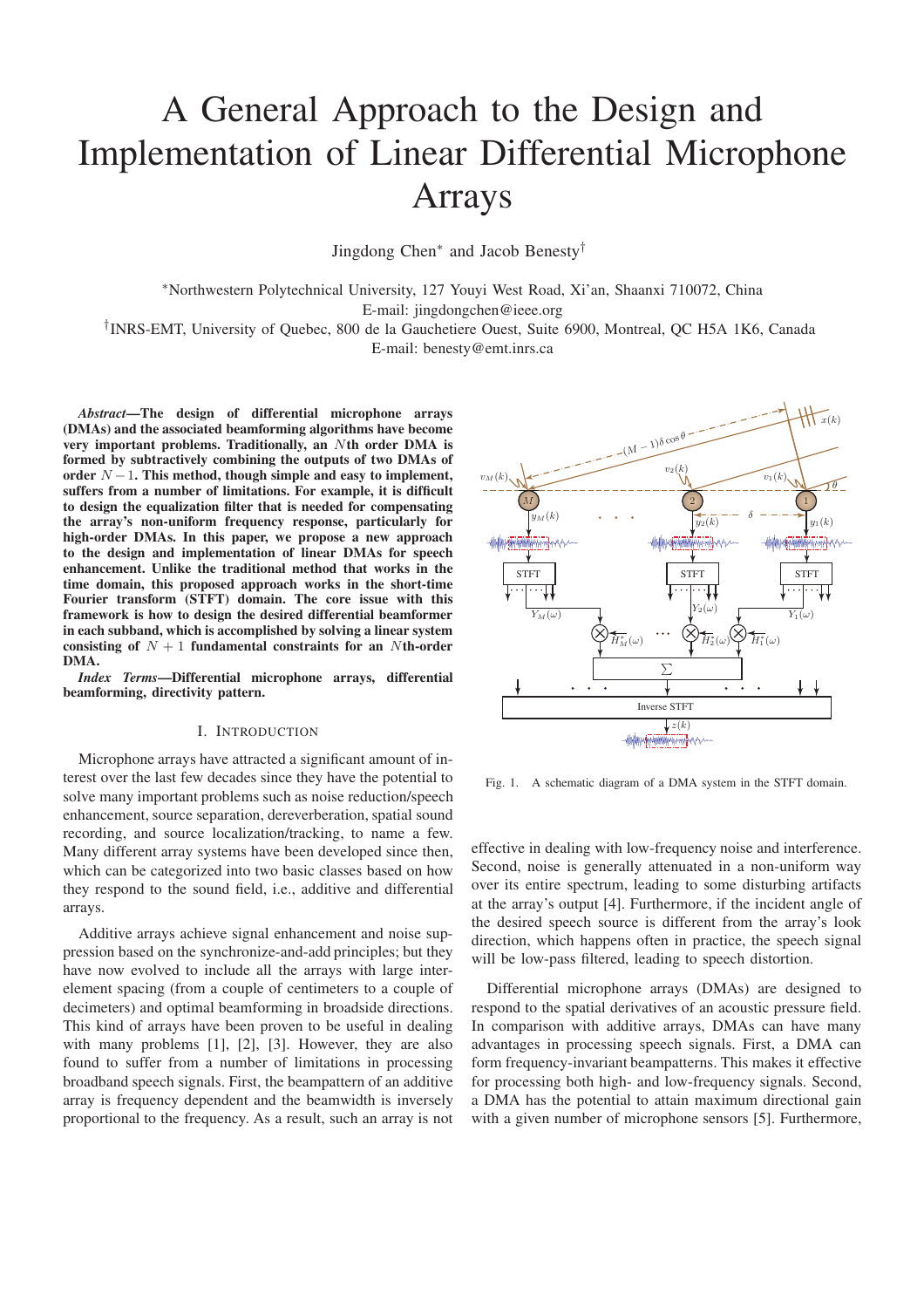# A General Approach to the Design and Implementation of Linear Differential Microphone Arrays

Jingdong Chen* and Jacob Benesty†

*Northwestern Polytechnical University, 127 Youyi West Road, Xi'an, Shaanxi 710072, China
E-mail: jingdongchen@ieee.org
†INRS-EMT, University of Quebec, 800 de la Gauchetiere Ouest, Suite 6900, Montreal, QC H5A 1K6, Canada
E-mail: benesty@emt.inrs.ca

***Abstract*—The design of differential microphone arrays (DMAs) and the associated beamforming algorithms have become very important problems. Traditionally, an $N$th order DMA is formed by subtractively combining the outputs of two DMAs of order $N-1$. This method, though simple and easy to implement, suffers from a number of limitations. For example, it is difficult to design the equalization filter that is needed for compensating the array's non-uniform frequency response, particularly for high-order DMAs. In this paper, we propose a new approach to the design and implementation of linear DMAs for speech enhancement. Unlike the traditional method that works in the time domain, this proposed approach works in the short-time Fourier transform (STFT) domain. The core issue with this framework is how to design the desired differential beamformer in each subband, which is accomplished by solving a linear system consisting of $N+1$ fundamental constraints for an $N$th-order DMA.**

***Index Terms*—Differential microphone arrays, differential beamforming, directivity pattern.**

## I. Introduction

Microphone arrays have attracted a significant amount of interest over the last few decades since they have the potential to solve many important problems such as noise reduction/speech enhancement, source separation, dereverberation, spatial sound recording, and source localization/tracking, to name a few. Many different array systems have been developed since then, which can be categorized into two basic classes based on how they respond to the sound field, i.e., additive and differential arrays.

Additive arrays achieve signal enhancement and noise suppression based on the synchronize-and-add principles; but they have now evolved to include all the arrays with large inter-element spacing (from a couple of centimeters to a couple of decimeters) and optimal beamforming in broadside directions. This kind of arrays have been proven to be useful in dealing with many problems [1], [2], [3]. However, they are also found to suffer from a number of limitations in processing broadband speech signals. First, the beampattern of an additive array is frequency dependent and the beamwidth is inversely proportional to the frequency. As a result, such an array is not effective in dealing with low-frequency noise and interference. Second, noise is generally attenuated in a non-uniform way over its entire spectrum, leading to some disturbing artifacts at the array's output [4]. Furthermore, if the incident angle of the desired speech source is different from the array's look direction, which happens often in practice, the speech signal will be low-pass filtered, leading to speech distortion.

Fig. 1. A schematic diagram of a DMA system in the STFT domain.

Differential microphone arrays (DMAs) are designed to respond to the spatial derivatives of an acoustic pressure field. In comparison with additive arrays, DMAs can have many advantages in processing speech signals. First, a DMA can form frequency-invariant beampatterns. This makes it effective for processing both high- and low-frequency signals. Second, a DMA has the potential to attain maximum directional gain with a given number of microphone sensors [5]. Furthermore,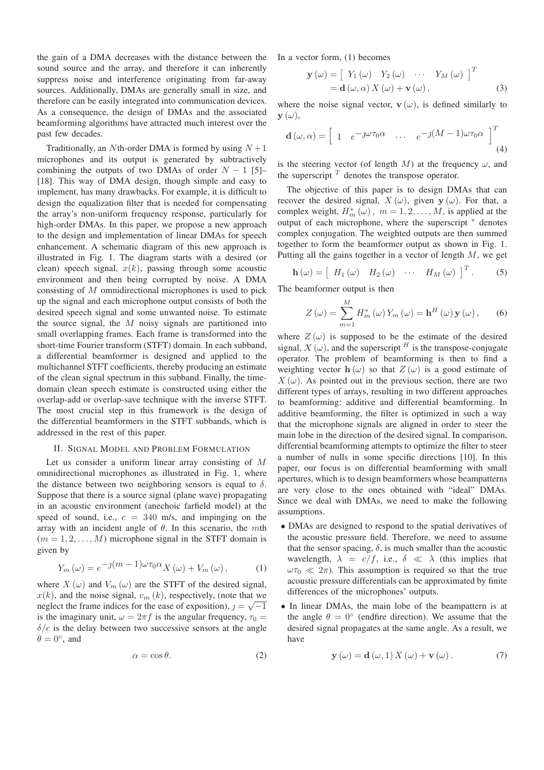the gain of a DMA decreases with the distance between the sound source and the array, and therefore it can inherently suppress noise and interference originating from far-away sources. Additionally, DMAs are generally small in size, and therefore can be easily integrated into communication devices. As a consequence, the design of DMAs and the associated beamforming algorithms have attracted much interest over the past few decades.

Traditionally, an $N$th-order DMA is formed by using $N+1$ microphones and its output is generated by subtractively combining the outputs of two DMAs of order $N-1$ [5]–[18]. This way of DMA design, though simple and easy to implement, has many drawbacks. For example, it is difficult to design the equalization filter that is needed for compensating the array's non-uniform frequency response, particularly for high-order DMAs. In this paper, we propose a new approach to the design and implementation of linear DMAs for speech enhancement. A schematic diagram of this new approach is illustrated in Fig. 1. The diagram starts with a desired (or clean) speech signal, $x(k)$, passing through some acoustic environment and then being corrupted by noise. A DMA consisting of $M$ omnidirectional microphones is used to pick up the signal and each microphone output consists of both the desired speech signal and some unwanted noise. To estimate the source signal, the $M$ noisy signals are partitioned into small overlapping frames. Each frame is transformed into the short-time Fourier transform (STFT) domain. In each subband, a differential beamformer is designed and applied to the multichannel STFT coefficients, thereby producing an estimate of the clean signal spectrum in this subband. Finally, the time-domain clean speech estimate is constructed using either the overlap-add or overlap-save technique with the inverse STFT. The most crucial step in this framework is the design of the differential beamformers in the STFT subbands, which is addressed in the rest of this paper.

## II. Signal Model and Problem Formulation

Let us consider a uniform linear array consisting of $M$ omnidirectional microphones as illustrated in Fig. 1, where the distance between two neighboring sensors is equal to $\delta$. Suppose that there is a source signal (plane wave) propagating in an acoustic environment (anechoic farfield model) at the speed of sound, i.e., $c = 340$ m/s, and impinging on the array with an incident angle of $\theta$. In this scenario, the $m$th ($m = 1, 2, \ldots, M$) microphone signal in the STFT domain is given by

$$Y_m(\omega) = e^{-\jmath(m-1)\omega\tau_0\alpha} X(\omega) + V_m(\omega), \tag{1}$$

where $X(\omega)$ and $V_m(\omega)$ are the STFT of the desired signal, $x(k)$, and the noise signal, $v_m(k)$, respectively, (note that we neglect the frame indices for the ease of exposition), $\jmath = \sqrt{-1}$ is the imaginary unit, $\omega = 2\pi f$ is the angular frequency, $\tau_0 = \delta/c$ is the delay between two successive sensors at the angle $\theta = 0°$, and

$$\alpha = \cos\theta. \tag{2}$$

In a vector form, (1) becomes

$$\begin{aligned}\mathbf{y}(\omega) &= \begin{bmatrix} Y_1(\omega) & Y_2(\omega) & \cdots & Y_M(\omega) \end{bmatrix}^T \\ &= \mathbf{d}(\omega, \alpha) X(\omega) + \mathbf{v}(\omega),\end{aligned} \tag{3}$$

where the noise signal vector, $\mathbf{v}(\omega)$, is defined similarly to $\mathbf{y}(\omega)$,

$$\mathbf{d}(\omega, \alpha) = \begin{bmatrix} 1 & e^{-\jmath\omega\tau_0\alpha} & \ldots & e^{-\jmath(M-1)\omega\tau_0\alpha} \end{bmatrix}^T \tag{4}$$

is the steering vector (of length $M$) at the frequency $\omega$, and the superscript $^T$ denotes the transpose operator.

The objective of this paper is to design DMAs that can recover the desired signal, $X(\omega)$, given $\mathbf{y}(\omega)$. For that, a complex weight, $H_m^*(\omega)$, $m = 1, 2, \ldots, M$, is applied at the output of each microphone, where the superscript $^*$ denotes complex conjugation. The weighted outputs are then summed together to form the beamformer output as shown in Fig. 1. Putting all the gains together in a vector of length $M$, we get

$$\mathbf{h}(\omega) = \begin{bmatrix} H_1(\omega) & H_2(\omega) & \cdots & H_M(\omega) \end{bmatrix}^T. \tag{5}$$

The beamformer output is then

$$Z(\omega) = \sum_{m=1}^{M} H_m^*(\omega) Y_m(\omega) = \mathbf{h}^H(\omega)\mathbf{y}(\omega), \tag{6}$$

where $Z(\omega)$ is supposed to be the estimate of the desired signal, $X(\omega)$, and the superscript $^H$ is the transpose-conjugate operator. The problem of beamforming is then to find a weighting vector $\mathbf{h}(\omega)$ so that $Z(\omega)$ is a good estimate of $X(\omega)$. As pointed out in the previous section, there are two different types of arrays, resulting in two different approaches to beamforming: additive and differential beamforming. In additive beamforming, the filter is optimized in such a way that the microphone signals are aligned in order to steer the main lobe in the direction of the desired signal. In comparison, differential beamforming attempts to optimize the filter to steer a number of nulls in some specific directions [10]. In this paper, our focus is on differential beamforming with small apertures, which is to design beamformers whose beampatterns are very close to the ones obtained with "ideal" DMAs. Since we deal with DMAs, we need to make the following assumptions.

- DMAs are designed to respond to the spatial derivatives of the acoustic pressure field. Therefore, we need to assume that the sensor spacing, $\delta$, is much smaller than the acoustic wavelength, $\lambda = c/f$, i.e., $\delta \ll \lambda$ (this implies that $\omega\tau_0 \ll 2\pi$). This assumption is required so that the true acoustic pressure differentials can be approximated by finite differences of the microphones' outputs.
- In linear DMAs, the main lobe of the beampattern is at the angle $\theta = 0°$ (endfire direction). We assume that the desired signal propagates at the same angle. As a result, we have

$$\mathbf{y}(\omega) = \mathbf{d}(\omega, 1) X(\omega) + \mathbf{v}(\omega). \tag{7}$$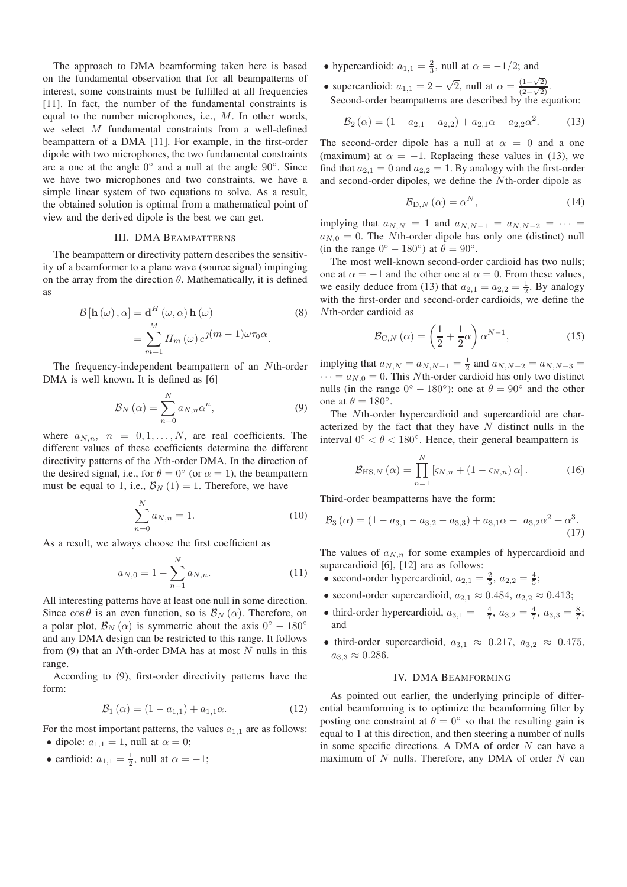The approach to DMA beamforming taken here is based on the fundamental observation that for all beampatterns of interest, some constraints must be fulfilled at all frequencies [11]. In fact, the number of the fundamental constraints is equal to the number microphones, i.e., $M$. In other words, we select $M$ fundamental constraints from a well-defined beampattern of a DMA [11]. For example, in the first-order dipole with two microphones, the two fundamental constraints are a one at the angle $0^\circ$ and a null at the angle $90^\circ$. Since we have two microphones and two constraints, we have a simple linear system of two equations to solve. As a result, the obtained solution is optimal from a mathematical point of view and the derived dipole is the best we can get.

## III. DMA Beampatterns

The beampattern or directivity pattern describes the sensitivity of a beamformer to a plane wave (source signal) impinging on the array from the direction $\theta$. Mathematically, it is defined as

$$\begin{aligned} \mathcal{B}\left[\mathbf{h}\left(\omega\right), \alpha\right] &= \mathbf{d}^H\left(\omega, \alpha\right)\mathbf{h}\left(\omega\right) \\ &= \sum_{m=1}^{M} H_m\left(\omega\right) e^{\jmath(m-1)\omega\tau_0\alpha}. \end{aligned} \tag{8}$$

The frequency-independent beampattern of an $N$th-order DMA is well known. It is defined as [6]

$$\mathcal{B}_N\left(\alpha\right) = \sum_{n=0}^{N} a_{N,n}\alpha^n, \tag{9}$$

where $a_{N,n}, \; n = 0, 1, \ldots, N$, are real coefficients. The different values of these coefficients determine the different directivity patterns of the $N$th-order DMA. In the direction of the desired signal, i.e., for $\theta = 0^\circ$ (or $\alpha = 1$), the beampattern must be equal to 1, i.e., $\mathcal{B}_N(1) = 1$. Therefore, we have

$$\sum_{n=0}^{N} a_{N,n} = 1. \tag{10}$$

As a result, we always choose the first coefficient as

$$a_{N,0} = 1 - \sum_{n=1}^{N} a_{N,n}. \tag{11}$$

All interesting patterns have at least one null in some direction. Since $\cos\theta$ is an even function, so is $\mathcal{B}_N(\alpha)$. Therefore, on a polar plot, $\mathcal{B}_N(\alpha)$ is symmetric about the axis $0^\circ - 180^\circ$ and any DMA design can be restricted to this range. It follows from (9) that an $N$th-order DMA has at most $N$ nulls in this range.

According to (9), first-order directivity patterns have the form:

$$\mathcal{B}_1\left(\alpha\right) = \left(1 - a_{1,1}\right) + a_{1,1}\alpha. \tag{12}$$

For the most important patterns, the values $a_{1,1}$ are as follows:

- dipole: $a_{1,1} = 1$, null at $\alpha = 0$;
- cardioid: $a_{1,1} = \frac{1}{2}$, null at $\alpha = -1$;
- hypercardioid: $a_{1,1} = \frac{2}{3}$, null at $\alpha = -1/2$; and
- supercardioid: $a_{1,1} = 2 - \sqrt{2}$, null at $\alpha = \frac{(1-\sqrt{2})}{(2-\sqrt{2})}$.

Second-order beampatterns are described by the equation:

$$\mathcal{B}_2\left(\alpha\right) = \left(1 - a_{2,1} - a_{2,2}\right) + a_{2,1}\alpha + a_{2,2}\alpha^2. \tag{13}$$

The second-order dipole has a null at $\alpha = 0$ and a one (maximum) at $\alpha = -1$. Replacing these values in (13), we find that $a_{2,1} = 0$ and $a_{2,2} = 1$. By analogy with the first-order and second-order dipoles, we define the $N$th-order dipole as

$$\mathcal{B}_{\mathrm{D},N}\left(\alpha\right) = \alpha^N, \tag{14}$$

implying that $a_{N,N} = 1$ and $a_{N,N-1} = a_{N,N-2} = \cdots = a_{N,0} = 0$. The $N$th-order dipole has only one (distinct) null (in the range $0^\circ - 180^\circ$) at $\theta = 90^\circ$.

The most well-known second-order cardioid has two nulls; one at $\alpha = -1$ and the other one at $\alpha = 0$. From these values, we easily deduce from (13) that $a_{2,1} = a_{2,2} = \frac{1}{2}$. By analogy with the first-order and second-order cardioids, we define the $N$th-order cardioid as

$$\mathcal{B}_{\mathrm{C},N}\left(\alpha\right) = \left(\frac{1}{2} + \frac{1}{2}\alpha\right)\alpha^{N-1}, \tag{15}$$

implying that $a_{N,N} = a_{N,N-1} = \frac{1}{2}$ and $a_{N,N-2} = a_{N,N-3} = \cdots = a_{N,0} = 0$. This $N$th-order cardioid has only two distinct nulls (in the range $0^\circ - 180^\circ$): one at $\theta = 90^\circ$ and the other one at $\theta = 180^\circ$.

The $N$th-order hypercardioid and supercardioid are characterized by the fact that they have $N$ distinct nulls in the interval $0^\circ < \theta < 180^\circ$. Hence, their general beampattern is

$$\mathcal{B}_{\mathrm{HS},N}\left(\alpha\right) = \prod_{n=1}^{N}\left[\varsigma_{N,n} + \left(1 - \varsigma_{N,n}\right)\alpha\right]. \tag{16}$$

Third-order beampatterns have the form:

$$\mathcal{B}_3\left(\alpha\right) = \left(1 - a_{3,1} - a_{3,2} - a_{3,3}\right) + a_{3,1}\alpha + \; a_{3,2}\alpha^2 + \alpha^3. \tag{17}$$

The values of $a_{N,n}$ for some examples of hypercardioid and supercardioid [6], [12] are as follows:

- second-order hypercardioid, $a_{2,1} = \frac{2}{5}$, $a_{2,2} = \frac{4}{5}$;
- second-order supercardioid, $a_{2,1} \approx 0.484$, $a_{2,2} \approx 0.413$;
- third-order hypercardioid, $a_{3,1} = -\frac{4}{7}$, $a_{3,2} = \frac{4}{7}$, $a_{3,3} = \frac{8}{7}$; and
- third-order supercardioid, $a_{3,1} \approx 0.217$, $a_{3,2} \approx 0.475$, $a_{3,3} \approx 0.286$.

## IV. DMA Beamforming

As pointed out earlier, the underlying principle of differential beamforming is to optimize the beamforming filter by posting one constraint at $\theta = 0^\circ$ so that the resulting gain is equal to 1 at this direction, and then steering a number of nulls in some specific directions. A DMA of order $N$ can have a maximum of $N$ nulls. Therefore, any DMA of order $N$ can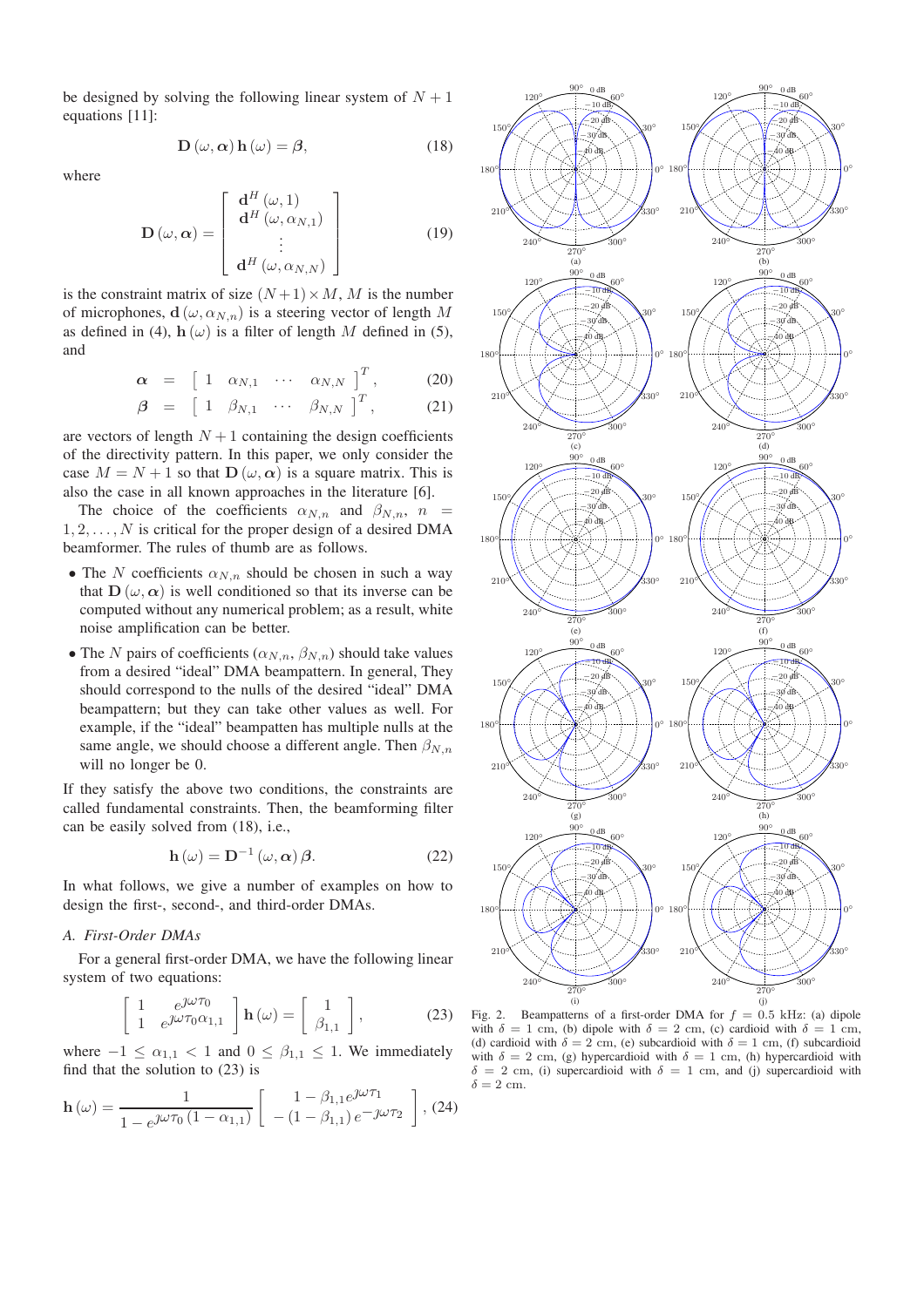be designed by solving the following linear system of $N+1$ equations [11]:

$$\mathbf{D}(\omega, \boldsymbol{\alpha})\, \mathbf{h}(\omega) = \boldsymbol{\beta}, \tag{18}$$

where

$$\mathbf{D}(\omega, \boldsymbol{\alpha}) = \begin{bmatrix} \mathbf{d}^H(\omega, 1) \\ \mathbf{d}^H(\omega, \alpha_{N,1}) \\ \vdots \\ \mathbf{d}^H(\omega, \alpha_{N,N}) \end{bmatrix} \tag{19}$$

is the constraint matrix of size $(N+1) \times M$, $M$ is the number of microphones, $\mathbf{d}(\omega, \alpha_{N,n})$ is a steering vector of length $M$ as defined in (4), $\mathbf{h}(\omega)$ is a filter of length $M$ defined in (5), and

$$\boldsymbol{\alpha} = \begin{bmatrix} 1 & \alpha_{N,1} & \cdots & \alpha_{N,N} \end{bmatrix}^T, \tag{20}$$

$$\boldsymbol{\beta} = \begin{bmatrix} 1 & \beta_{N,1} & \cdots & \beta_{N,N} \end{bmatrix}^T, \tag{21}$$

are vectors of length $N+1$ containing the design coefficients of the directivity pattern. In this paper, we only consider the case $M = N+1$ so that $\mathbf{D}(\omega, \boldsymbol{\alpha})$ is a square matrix. This is also the case in all known approaches in the literature [6].

The choice of the coefficients $\alpha_{N,n}$ and $\beta_{N,n}$, $n = 1, 2, \ldots, N$ is critical for the proper design of a desired DMA beamformer. The rules of thumb are as follows.

- The $N$ coefficients $\alpha_{N,n}$ should be chosen in such a way that $\mathbf{D}(\omega, \boldsymbol{\alpha})$ is well conditioned so that its inverse can be computed without any numerical problem; as a result, white noise amplification can be better.
- The $N$ pairs of coefficients $(\alpha_{N,n}, \beta_{N,n})$ should take values from a desired "ideal" DMA beampattern. In general, They should correspond to the nulls of the desired "ideal" DMA beampattern; but they can take other values as well. For example, if the "ideal" beampatten has multiple nulls at the same angle, we should choose a different angle. Then $\beta_{N,n}$ will no longer be 0.

If they satisfy the above two conditions, the constraints are called fundamental constraints. Then, the beamforming filter can be easily solved from (18), i.e.,

$$\mathbf{h}(\omega) = \mathbf{D}^{-1}(\omega, \boldsymbol{\alpha})\, \boldsymbol{\beta}. \tag{22}$$

In what follows, we give a number of examples on how to design the first-, second-, and third-order DMAs.

### A. First-Order DMAs

For a general first-order DMA, we have the following linear system of two equations:

$$\begin{bmatrix} 1 & e^{\jmath\omega\tau_0} \\ 1 & e^{\jmath\omega\tau_0\alpha_{1,1}} \end{bmatrix} \mathbf{h}(\omega) = \begin{bmatrix} 1 \\ \beta_{1,1} \end{bmatrix}, \tag{23}$$

where $-1 \leq \alpha_{1,1} < 1$ and $0 \leq \beta_{1,1} \leq 1$. We immediately find that the solution to (23) is

$$\mathbf{h}(\omega) = \frac{1}{1 - e^{\jmath\omega\tau_0(1-\alpha_{1,1})}} \begin{bmatrix} 1 - \beta_{1,1} e^{\jmath\omega\tau_1} \\ -(1-\beta_{1,1})\, e^{-\jmath\omega\tau_2} \end{bmatrix}, \tag{24}$$

Fig. 2. Beampatterns of a first-order DMA for $f = 0.5$ kHz: (a) dipole with $\delta = 1$ cm, (b) dipole with $\delta = 2$ cm, (c) cardioid with $\delta = 1$ cm, (d) cardioid with $\delta = 2$ cm, (e) subcardioid with $\delta = 1$ cm, (f) subcardioid with $\delta = 2$ cm, (g) hypercardioid with $\delta = 1$ cm, (h) hypercardioid with $\delta = 2$ cm, (i) supercardioid with $\delta = 1$ cm, and (j) supercardioid with $\delta = 2$ cm.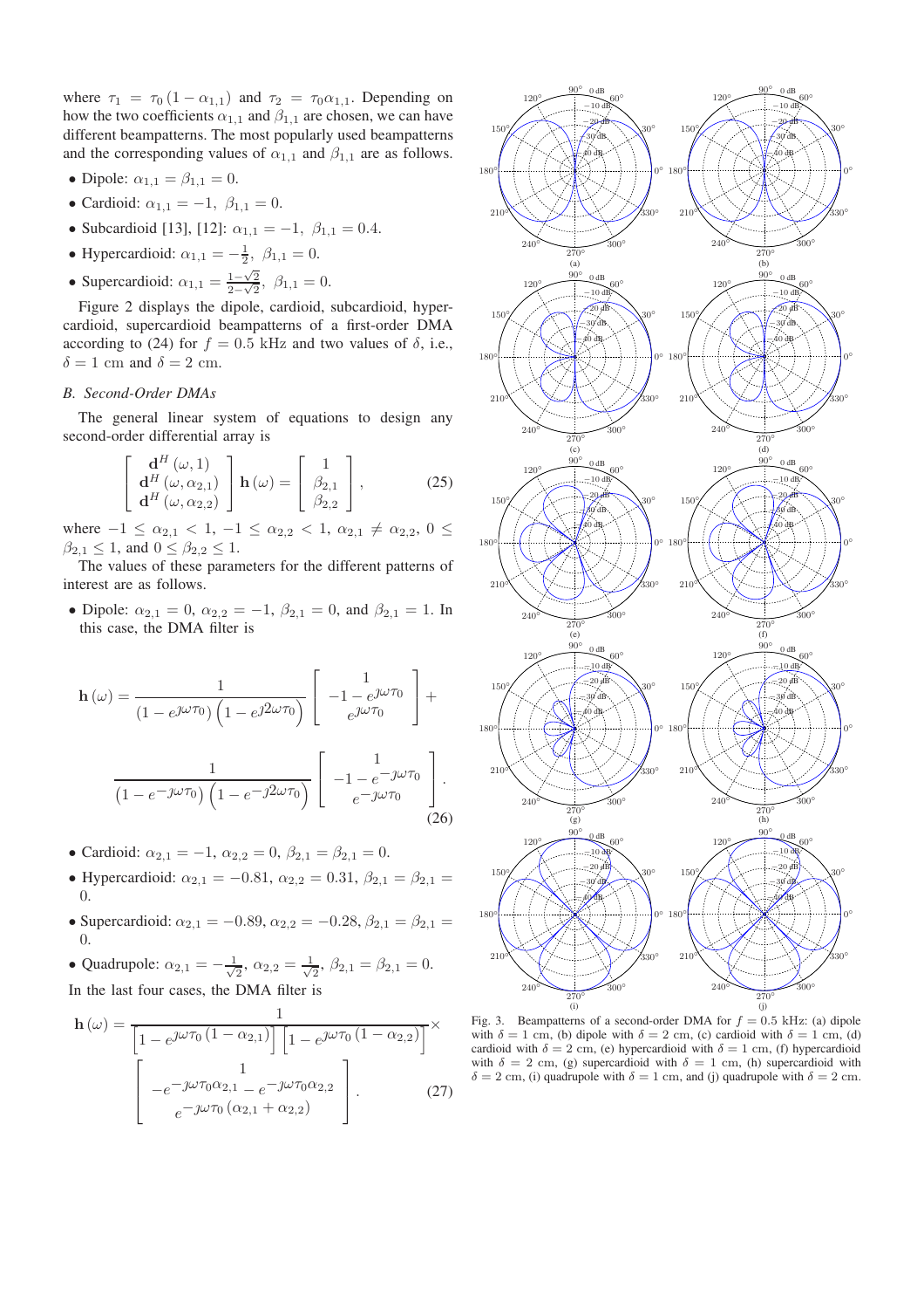where $\tau_1 = \tau_0 (1 - \alpha_{1,1})$ and $\tau_2 = \tau_0 \alpha_{1,1}$. Depending on how the two coefficients $\alpha_{1,1}$ and $\beta_{1,1}$ are chosen, we can have different beampatterns. The most popularly used beampatterns and the corresponding values of $\alpha_{1,1}$ and $\beta_{1,1}$ are as follows.

- Dipole: $\alpha_{1,1} = \beta_{1,1} = 0$.
- Cardioid: $\alpha_{1,1} = -1, \ \beta_{1,1} = 0$.
- Subcardioid [13], [12]: $\alpha_{1,1} = -1, \ \beta_{1,1} = 0.4$.
- Hypercardioid: $\alpha_{1,1} = -\frac{1}{2}, \ \beta_{1,1} = 0$.
- Supercardioid: $\alpha_{1,1} = \frac{1-\sqrt{2}}{2-\sqrt{2}}, \ \beta_{1,1} = 0$.

Figure 2 displays the dipole, cardioid, subcardioid, hypercardioid, supercardioid beampatterns of a first-order DMA according to (24) for $f = 0.5$ kHz and two values of $\delta$, i.e., $\delta = 1$ cm and $\delta = 2$ cm.

### B. Second-Order DMAs

The general linear system of equations to design any second-order differential array is

$$\begin{bmatrix} \mathbf{d}^H(\omega, 1) \\ \mathbf{d}^H(\omega, \alpha_{2,1}) \\ \mathbf{d}^H(\omega, \alpha_{2,2}) \end{bmatrix} \mathbf{h}(\omega) = \begin{bmatrix} 1 \\ \beta_{2,1} \\ \beta_{2,2} \end{bmatrix}, \tag{25}$$

where $-1 \leq \alpha_{2,1} < 1$, $-1 \leq \alpha_{2,2} < 1$, $\alpha_{2,1} \neq \alpha_{2,2}$, $0 \leq \beta_{2,1} \leq 1$, and $0 \leq \beta_{2,2} \leq 1$.

The values of these parameters for the different patterns of interest are as follows.

- Dipole: $\alpha_{2,1} = 0$, $\alpha_{2,2} = -1$, $\beta_{2,1} = 0$, and $\beta_{2,1} = 1$. In this case, the DMA filter is

$$\mathbf{h}(\omega) = \frac{1}{\left(1 - e^{\jmath\omega\tau_0}\right)\left(1 - e^{\jmath 2\omega\tau_0}\right)} \begin{bmatrix} 1 \\ -1 - e^{\jmath\omega\tau_0} \\ e^{\jmath\omega\tau_0} \end{bmatrix} + \frac{1}{\left(1 - e^{-\jmath\omega\tau_0}\right)\left(1 - e^{-\jmath 2\omega\tau_0}\right)} \begin{bmatrix} 1 \\ -1 - e^{-\jmath\omega\tau_0} \\ e^{-\jmath\omega\tau_0} \end{bmatrix}. \tag{26}$$

- Cardioid: $\alpha_{2,1} = -1$, $\alpha_{2,2} = 0$, $\beta_{2,1} = \beta_{2,1} = 0$.
- Hypercardioid: $\alpha_{2,1} = -0.81$, $\alpha_{2,2} = 0.31$, $\beta_{2,1} = \beta_{2,1} = 0$.
- Supercardioid: $\alpha_{2,1} = -0.89$, $\alpha_{2,2} = -0.28$, $\beta_{2,1} = \beta_{2,1} = 0$.
- Quadrupole: $\alpha_{2,1} = -\frac{1}{\sqrt{2}}$, $\alpha_{2,2} = \frac{1}{\sqrt{2}}$, $\beta_{2,1} = \beta_{2,1} = 0$.

In the last four cases, the DMA filter is

$$\mathbf{h}(\omega) = \frac{1}{\left[1 - e^{\jmath\omega\tau_0 (1 - \alpha_{2,1})}\right]\left[1 - e^{\jmath\omega\tau_0 (1 - \alpha_{2,2})}\right]} \times \begin{bmatrix} 1 \\ -e^{-\jmath\omega\tau_0\alpha_{2,1}} - e^{-\jmath\omega\tau_0\alpha_{2,2}} \\ e^{-\jmath\omega\tau_0 (\alpha_{2,1} + \alpha_{2,2})} \end{bmatrix}. \tag{27}$$

Fig. 3. Beampatterns of a second-order DMA for $f = 0.5$ kHz: (a) dipole with $\delta = 1$ cm, (b) dipole with $\delta = 2$ cm, (c) cardioid with $\delta = 1$ cm, (d) cardioid with $\delta = 2$ cm, (e) hypercardioid with $\delta = 1$ cm, (f) hypercardioid with $\delta = 2$ cm, (g) supercardioid with $\delta = 1$ cm, (h) supercardioid with $\delta = 2$ cm, (i) quadrupole with $\delta = 1$ cm, and (j) quadrupole with $\delta = 2$ cm.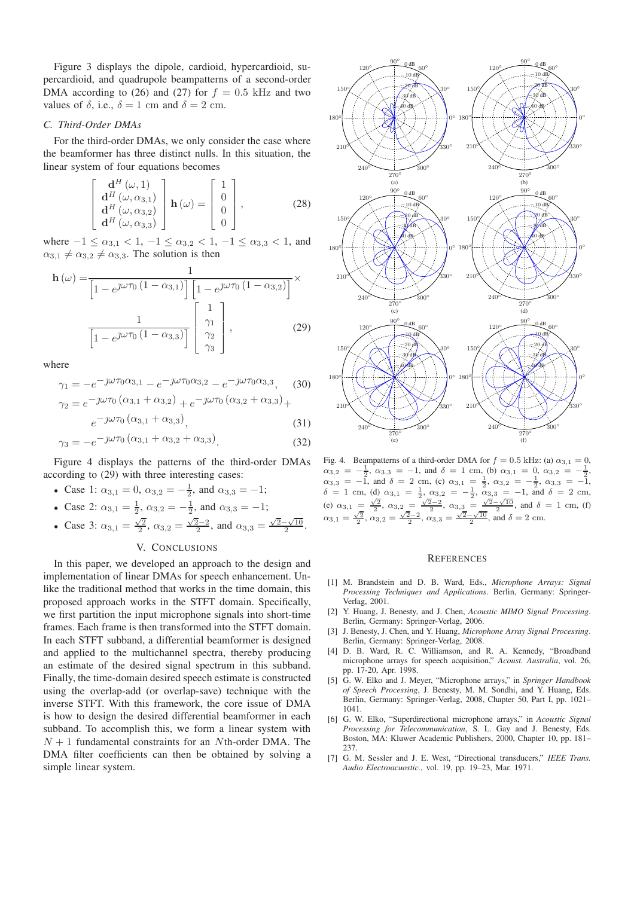Figure 3 displays the dipole, cardioid, hypercardioid, supercardioid, and quadrupole beampatterns of a second-order DMA according to (26) and (27) for $f = 0.5$ kHz and two values of $\delta$, i.e., $\delta = 1$ cm and $\delta = 2$ cm.

### C. Third-Order DMAs

For the third-order DMAs, we only consider the case where the beamformer has three distinct nulls. In this situation, the linear system of four equations becomes

$$\begin{bmatrix} \mathbf{d}^H(\omega, 1) \\ \mathbf{d}^H(\omega, \alpha_{3,1}) \\ \mathbf{d}^H(\omega, \alpha_{3,2}) \\ \mathbf{d}^H(\omega, \alpha_{3,3}) \end{bmatrix} \mathbf{h}(\omega) = \begin{bmatrix} 1 \\ 0 \\ 0 \\ 0 \end{bmatrix}, \tag{28}$$

where $-1 \leq \alpha_{3,1} < 1$, $-1 \leq \alpha_{3,2} < 1$, $-1 \leq \alpha_{3,3} < 1$, and $\alpha_{3,1} \neq \alpha_{3,2} \neq \alpha_{3,3}$. The solution is then

$$\mathbf{h}(\omega) = \frac{1}{\left[1 - e^{\jmath\omega\tau_0(1-\alpha_{3,1})}\right]\left[1 - e^{\jmath\omega\tau_0(1-\alpha_{3,2})}\right]} \times \frac{1}{\left[1 - e^{\jmath\omega\tau_0(1-\alpha_{3,3})}\right]} \begin{bmatrix} 1 \\ \gamma_1 \\ \gamma_2 \\ \gamma_3 \end{bmatrix}, \tag{29}$$

where

$$\gamma_1 = -e^{-\jmath\omega\tau_0\alpha_{3,1}} - e^{-\jmath\omega\tau_0\alpha_{3,2}} - e^{-\jmath\omega\tau_0\alpha_{3,3}}, \tag{30}$$

$$\gamma_2 = e^{-\jmath\omega\tau_0(\alpha_{3,1}+\alpha_{3,2})} + e^{-\jmath\omega\tau_0(\alpha_{3,2}+\alpha_{3,3})} + e^{-\jmath\omega\tau_0(\alpha_{3,1}+\alpha_{3,3})}, \tag{31}$$

$$\gamma_3 = -e^{-\jmath\omega\tau_0(\alpha_{3,1}+\alpha_{3,2}+\alpha_{3,3})}. \tag{32}$$

Figure 4 displays the patterns of the third-order DMAs according to (29) with three interesting cases:

- Case 1: $\alpha_{3,1} = 0$, $\alpha_{3,2} = -\frac{1}{2}$, and $\alpha_{3,3} = -1$;
- Case 2: $\alpha_{3,1} = \frac{1}{2}$, $\alpha_{3,2} = -\frac{1}{2}$, and $\alpha_{3,3} = -1$;
- Case 3: $\alpha_{3,1} = \frac{\sqrt{2}}{2}$, $\alpha_{3,2} = \frac{\sqrt{2}-2}{2}$, and $\alpha_{3,3} = \frac{\sqrt{2}-\sqrt{10}}{2}$.

## V. Conclusions

In this paper, we developed an approach to the design and implementation of linear DMAs for speech enhancement. Unlike the traditional method that works in the time domain, this proposed approach works in the STFT domain. Specifically, we first partition the input microphone signals into short-time frames. Each frame is then transformed into the STFT domain. In each STFT subband, a differential beamformer is designed and applied to the multichannel spectra, thereby producing an estimate of the desired signal spectrum in this subband. Finally, the time-domain desired speech estimate is constructed using the overlap-add (or overlap-save) technique with the inverse STFT. With this framework, the core issue of DMA is how to design the desired differential beamformer in each subband. To accomplish this, we form a linear system with $N+1$ fundamental constraints for an $N$th-order DMA. The DMA filter coefficients can then be obtained by solving a simple linear system.

Fig. 4. Beampatterns of a third-order DMA for $f = 0.5$ kHz: (a) $\alpha_{3,1} = 0$, $\alpha_{3,2} = -\frac{1}{2}$, $\alpha_{3,3} = -1$, and $\delta = 1$ cm, (b) $\alpha_{3,1} = 0$, $\alpha_{3,2} = -\frac{1}{2}$, $\alpha_{3,3} = -1$, and $\delta = 2$ cm, (c) $\alpha_{3,1} = \frac{1}{2}$, $\alpha_{3,2} = -\frac{1}{2}$, $\alpha_{3,3} = -1$, $\delta = 1$ cm, (d) $\alpha_{3,1} = \frac{1}{2}$, $\alpha_{3,2} = -\frac{1}{2}$, $\alpha_{3,3} = -1$, and $\delta = 2$ cm, (e) $\alpha_{3,1} = \frac{\sqrt{2}}{2}$, $\alpha_{3,2} = \frac{\sqrt{2}-2}{2}$, $\alpha_{3,3} = \frac{\sqrt{2}-\sqrt{10}}{2}$, and $\delta = 1$ cm, (f) $\alpha_{3,1} = \frac{\sqrt{2}}{2}$, $\alpha_{3,2} = \frac{\sqrt{2}-2}{2}$, $\alpha_{3,3} = \frac{\sqrt{2}-\sqrt{10}}{2}$, and $\delta = 2$ cm.

## References

[1] M. Brandstein and D. B. Ward, Eds., *Microphone Arrays: Signal Processing Techniques and Applications*. Berlin, Germany: Springer-Verlag, 2001.

[2] Y. Huang, J. Benesty, and J. Chen, *Acoustic MIMO Signal Processing*. Berlin, Germany: Springer-Verlag, 2006.

[3] J. Benesty, J. Chen, and Y. Huang, *Microphone Array Signal Processing*. Berlin, Germany: Springer-Verlag, 2008.

[4] D. B. Ward, R. C. Williamson, and R. A. Kennedy, "Broadband microphone arrays for speech acquisition," *Acoust. Australia*, vol. 26, pp. 17-20, Apr. 1998.

[5] G. W. Elko and J. Meyer, "Microphone arrays," in *Springer Handbook of Speech Processing*, J. Benesty, M. M. Sondhi, and Y. Huang, Eds. Berlin, Germany: Springer-Verlag, 2008, Chapter 50, Part I, pp. 1021–1041.

[6] G. W. Elko, "Superdirectional microphone arrays," in *Acoustic Signal Processing for Telecommunication*, S. L. Gay and J. Benesty, Eds. Boston, MA: Kluwer Academic Publishers, 2000, Chapter 10, pp. 181–237.

[7] G. M. Sessler and J. E. West, "Directional transducers," *IEEE Trans. Audio Electroacoustic.*, vol. 19, pp. 19–23, Mar. 1971.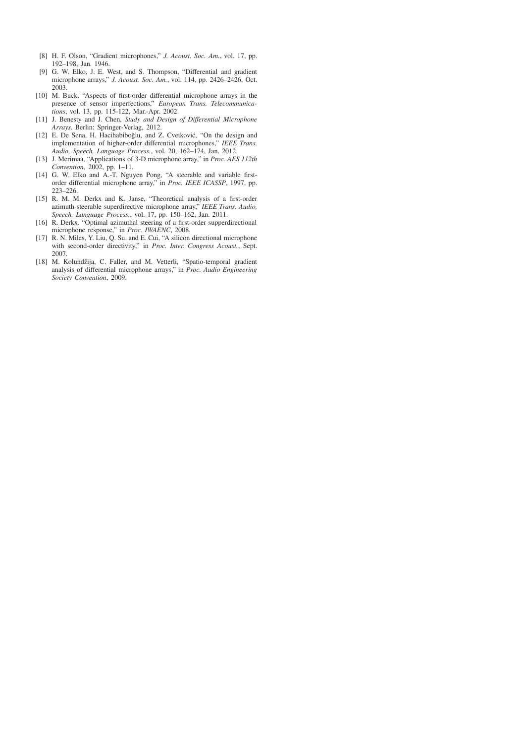[8] H. F. Olson, "Gradient microphones," *J. Acoust. Soc. Am.*, vol. 17, pp. 192–198, Jan. 1946.

[9] G. W. Elko, J. E. West, and S. Thompson, "Differential and gradient microphone arrays," *J. Acoust. Soc. Am.*, vol. 114, pp. 2426–2426, Oct. 2003.

[10] M. Buck, "Aspects of first-order differential microphone arrays in the presence of sensor imperfections," *European Trans. Telecommunications*, vol. 13, pp. 115-122, Mar.-Apr. 2002.

[11] J. Benesty and J. Chen, *Study and Design of Differential Microphone Arrays*. Berlin: Springer-Verlag, 2012.

[12] E. De Sena, H. Hacihabiboğlu, and Z. Cvetković, "On the design and implementation of higher-order differential microphones," *IEEE Trans. Audio, Speech, Language Process.*, vol. 20, 162–174, Jan. 2012.

[13] J. Merimaa, "Applications of 3-D microphone array," in *Proc. AES 112th Convention*, 2002, pp. 1–11.

[14] G. W. Elko and A.-T. Nguyen Pong, "A steerable and variable first-order differential microphone array," in *Proc. IEEE ICASSP*, 1997, pp. 223–226.

[15] R. M. M. Derkx and K. Janse, "Theoretical analysis of a first-order azimuth-steerable superdirective microphone array," *IEEE Trans. Audio, Speech, Language Process.*, vol. 17, pp. 150–162, Jan. 2011.

[16] R. Derkx, "Optimal azimuthal steering of a first-order supperdirectional microphone response," in *Proc. IWAENC*, 2008.

[17] R. N. Miles, Y. Liu, Q. Su, and E. Cui, "A silicon directional microphone with second-order directivity," in *Proc. Inter. Congress Acoust.*, Sept. 2007.

[18] M. Kolundžija, C. Faller, and M. Vetterli, "Spatio-temporal gradient analysis of differential microphone arrays," in *Proc. Audio Engineering Society Convention*, 2009.